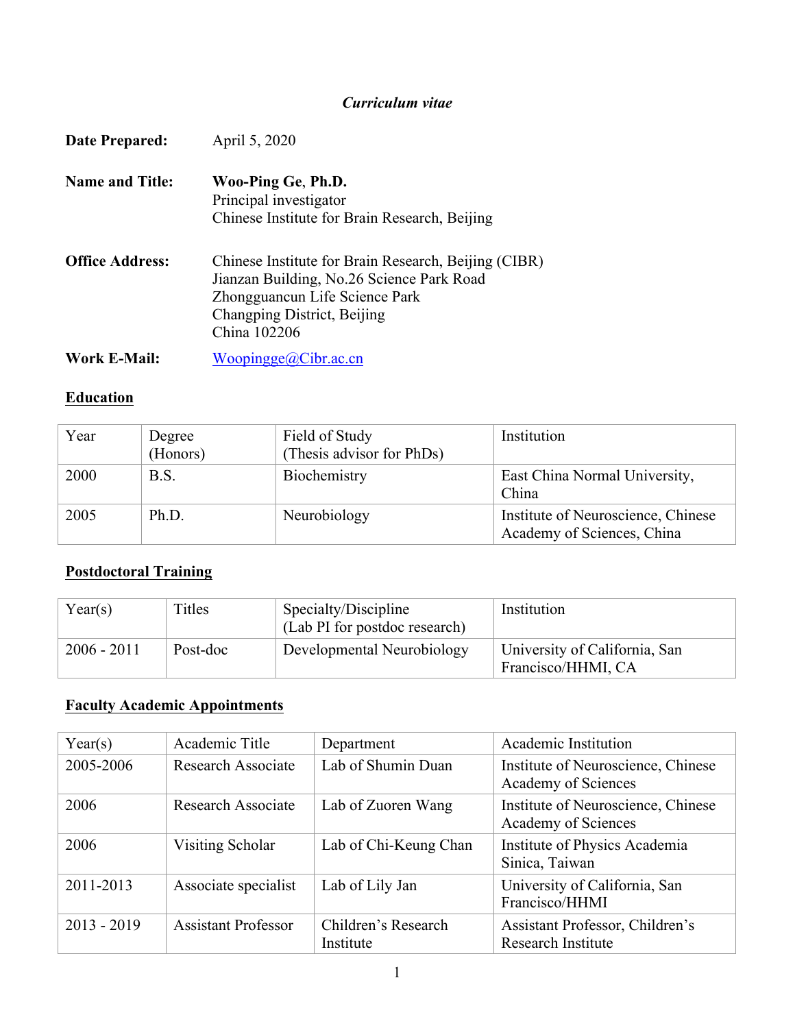*Curriculum vitae*

**Date Prepared:** April 5, 2020

**Name and Title:** **Woo-Ping Ge**, **Ph.D.**
Principal investigator
Chinese Institute for Brain Research, Beijing

**Office Address:** Chinese Institute for Brain Research, Beijing (CIBR)
Jianzan Building, No.26 Science Park Road
Zhongguancun Life Science Park
Changping District, Beijing
China 102206

**Work E-Mail:** Woopingge@Cibr.ac.cn

## Education

| Year | Degree (Honors) | Field of Study (Thesis advisor for PhDs) | Institution |
|---|---|---|---|
| 2000 | B.S. | Biochemistry | East China Normal University, China |
| 2005 | Ph.D. | Neurobiology | Institute of Neuroscience, Chinese Academy of Sciences, China |

## Postdoctoral Training

| Year(s) | Titles | Specialty/Discipline (Lab PI for postdoc research) | Institution |
|---|---|---|---|
| 2006 - 2011 | Post-doc | Developmental Neurobiology | University of California, San Francisco/HHMI, CA |

## Faculty Academic Appointments

| Year(s) | Academic Title | Department | Academic Institution |
|---|---|---|---|
| 2005-2006 | Research Associate | Lab of Shumin Duan | Institute of Neuroscience, Chinese Academy of Sciences |
| 2006 | Research Associate | Lab of Zuoren Wang | Institute of Neuroscience, Chinese Academy of Sciences |
| 2006 | Visiting Scholar | Lab of Chi-Keung Chan | Institute of Physics Academia Sinica, Taiwan |
| 2011-2013 | Associate specialist | Lab of Lily Jan | University of California, San Francisco/HHMI |
| 2013 - 2019 | Assistant Professor | Children's Research Institute | Assistant Professor, Children's Research Institute |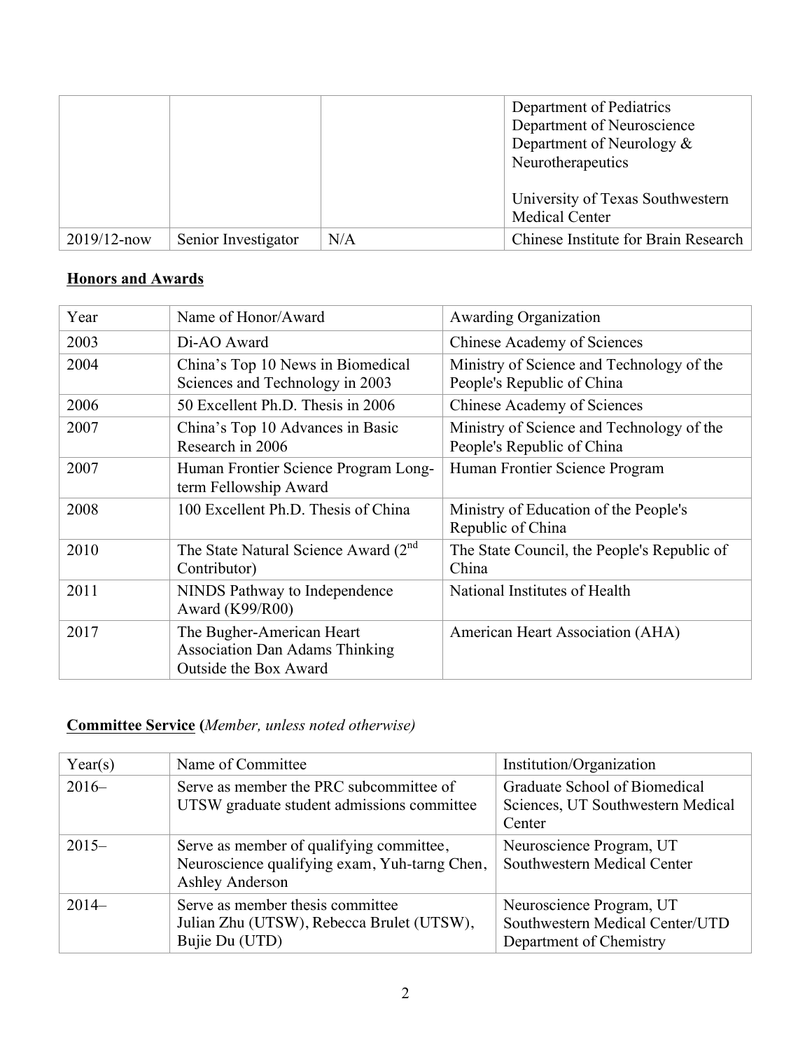| | | | |
|---|---|---|---|
| | | | Department of Pediatrics<br>Department of Neuroscience<br>Department of Neurology & Neurotherapeutics<br><br>University of Texas Southwestern Medical Center |
| 2019/12-now | Senior Investigator | N/A | Chinese Institute for Brain Research |

**Honors and Awards**

| Year | Name of Honor/Award | Awarding Organization |
|---|---|---|
| 2003 | Di-AO Award | Chinese Academy of Sciences |
| 2004 | China's Top 10 News in Biomedical Sciences and Technology in 2003 | Ministry of Science and Technology of the People's Republic of China |
| 2006 | 50 Excellent Ph.D. Thesis in 2006 | Chinese Academy of Sciences |
| 2007 | China's Top 10 Advances in Basic Research in 2006 | Ministry of Science and Technology of the People's Republic of China |
| 2007 | Human Frontier Science Program Long-term Fellowship Award | Human Frontier Science Program |
| 2008 | 100 Excellent Ph.D. Thesis of China | Ministry of Education of the People's Republic of China |
| 2010 | The State Natural Science Award (2nd Contributor) | The State Council, the People's Republic of China |
| 2011 | NINDS Pathway to Independence Award (K99/R00) | National Institutes of Health |
| 2017 | The Bugher-American Heart Association Dan Adams Thinking Outside the Box Award | American Heart Association (AHA) |

**Committee Service** (*Member, unless noted otherwise)*

| Year(s) | Name of Committee | Institution/Organization |
|---|---|---|
| 2016– | Serve as member the PRC subcommittee of UTSW graduate student admissions committee | Graduate School of Biomedical Sciences, UT Southwestern Medical Center |
| 2015– | Serve as member of qualifying committee, Neuroscience qualifying exam, Yuh-tarng Chen, Ashley Anderson | Neuroscience Program, UT Southwestern Medical Center |
| 2014– | Serve as member thesis committee<br>Julian Zhu (UTSW), Rebecca Brulet (UTSW), Bujie Du (UTD) | Neuroscience Program, UT Southwestern Medical Center/UTD Department of Chemistry |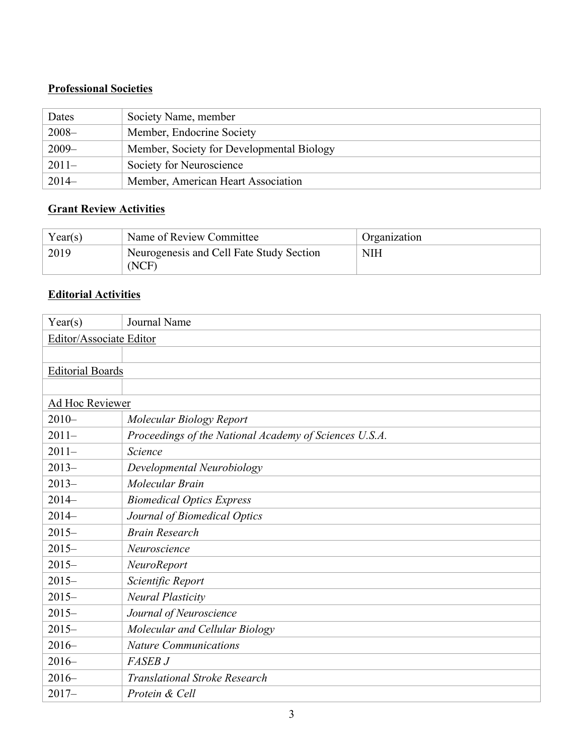**Professional Societies**

| Dates | Society Name, member |
| --- | --- |
| 2008– | Member, Endocrine Society |
| 2009– | Member, Society for Developmental Biology |
| 2011– | Society for Neuroscience |
| 2014– | Member, American Heart Association |

**Grant Review Activities**

| Year(s) | Name of Review Committee | Organization |
| --- | --- | --- |
| 2019 | Neurogenesis and Cell Fate Study Section (NCF) | NIH |

**Editorial Activities**

| Year(s) | Journal Name |
| --- | --- |
| Editor/Associate Editor | |
| | |
| Editorial Boards | |
| | |
| Ad Hoc Reviewer | |
| 2010– | *Molecular Biology Report* |
| 2011– | *Proceedings of the National Academy of Sciences U.S.A.* |
| 2011– | *Science* |
| 2013– | *Developmental Neurobiology* |
| 2013– | *Molecular Brain* |
| 2014– | *Biomedical Optics Express* |
| 2014– | *Journal of Biomedical Optics* |
| 2015– | *Brain Research* |
| 2015– | *Neuroscience* |
| 2015– | *NeuroReport* |
| 2015– | *Scientific Report* |
| 2015– | *Neural Plasticity* |
| 2015– | *Journal of Neuroscience* |
| 2015– | *Molecular and Cellular Biology* |
| 2016– | *Nature Communications* |
| 2016– | *FASEB J* |
| 2016– | *Translational Stroke Research* |
| 2017– | *Protein & Cell* |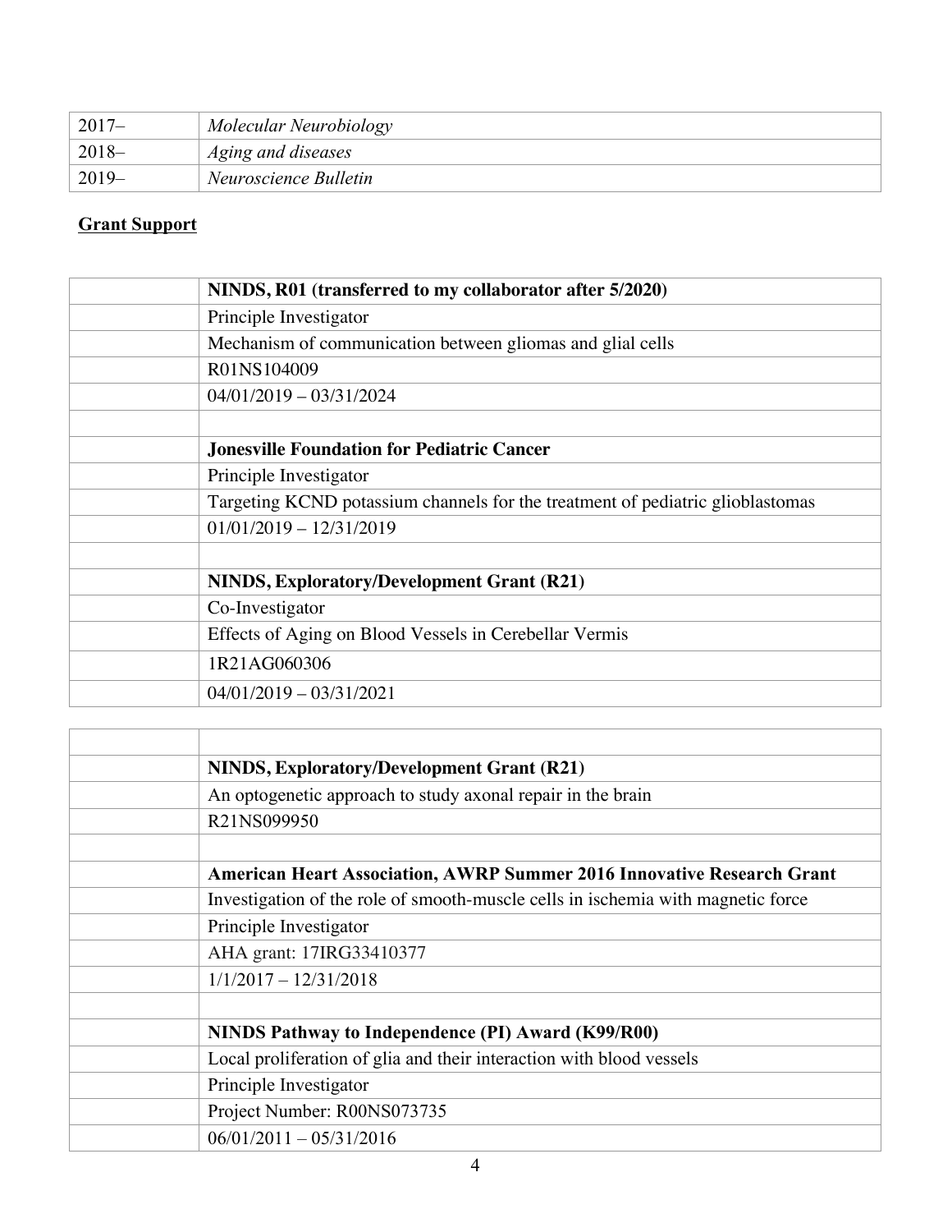| | |
|---|---|
| 2017– | *Molecular Neurobiology* |
| 2018– | *Aging and diseases* |
| 2019– | *Neuroscience Bulletin* |

**Grant Support**

| | |
|---|---|
| | **NINDS, R01 (transferred to my collaborator after 5/2020)** |
| | Principle Investigator |
| | Mechanism of communication between gliomas and glial cells |
| | R01NS104009 |
| | 04/01/2019 – 03/31/2024 |
| | |
| | **Jonesville Foundation for Pediatric Cancer** |
| | Principle Investigator |
| | Targeting KCND potassium channels for the treatment of pediatric glioblastomas |
| | 01/01/2019 – 12/31/2019 |
| | |
| | **NINDS, Exploratory/Development Grant (R21)** |
| | Co-Investigator |
| | Effects of Aging on Blood Vessels in Cerebellar Vermis |
| | 1R21AG060306 |
| | 04/01/2019 – 03/31/2021 |

| | |
|---|---|
| | |
| | **NINDS, Exploratory/Development Grant (R21)** |
| | An optogenetic approach to study axonal repair in the brain |
| | R21NS099950 |
| | |
| | **American Heart Association, AWRP Summer 2016 Innovative Research Grant** |
| | Investigation of the role of smooth-muscle cells in ischemia with magnetic force |
| | Principle Investigator |
| | AHA grant: 17IRG33410377 |
| | 1/1/2017 – 12/31/2018 |
| | |
| | **NINDS Pathway to Independence (PI) Award (K99/R00)** |
| | Local proliferation of glia and their interaction with blood vessels |
| | Principle Investigator |
| | Project Number: R00NS073735 |
| | 06/01/2011 – 05/31/2016 |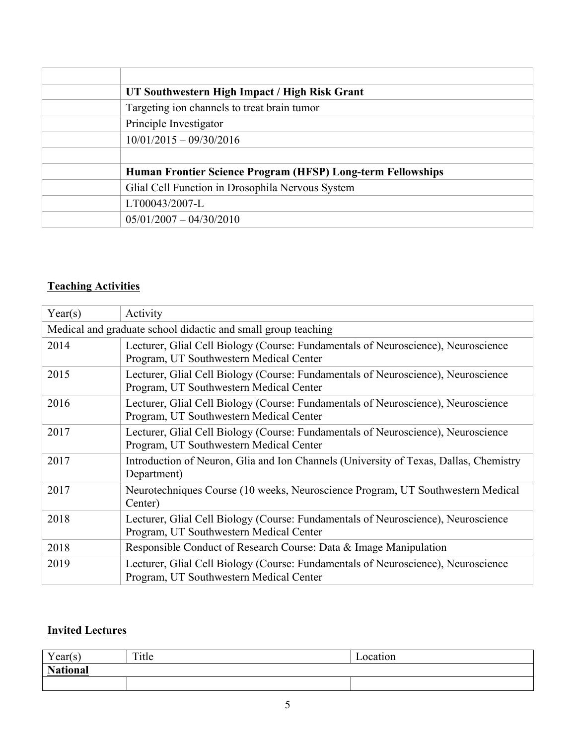| | |
|---|---|
| | |
| | **UT Southwestern High Impact / High Risk Grant** |
| | Targeting ion channels to treat brain tumor |
| | Principle Investigator |
| | 10/01/2015 – 09/30/2016 |
| | |
| | **Human Frontier Science Program (HFSP) Long-term Fellowships** |
| | Glial Cell Function in Drosophila Nervous System |
| | LT00043/2007-L |
| | 05/01/2007 – 04/30/2010 |

## Teaching Activities

| Year(s) | Activity |
|---|---|
| Medical and graduate school didactic and small group teaching | |
| 2014 | Lecturer, Glial Cell Biology (Course: Fundamentals of Neuroscience), Neuroscience Program, UT Southwestern Medical Center |
| 2015 | Lecturer, Glial Cell Biology (Course: Fundamentals of Neuroscience), Neuroscience Program, UT Southwestern Medical Center |
| 2016 | Lecturer, Glial Cell Biology (Course: Fundamentals of Neuroscience), Neuroscience Program, UT Southwestern Medical Center |
| 2017 | Lecturer, Glial Cell Biology (Course: Fundamentals of Neuroscience), Neuroscience Program, UT Southwestern Medical Center |
| 2017 | Introduction of Neuron, Glia and Ion Channels (University of Texas, Dallas, Chemistry Department) |
| 2017 | Neurotechniques Course (10 weeks, Neuroscience Program, UT Southwestern Medical Center) |
| 2018 | Lecturer, Glial Cell Biology (Course: Fundamentals of Neuroscience), Neuroscience Program, UT Southwestern Medical Center |
| 2018 | Responsible Conduct of Research Course: Data & Image Manipulation |
| 2019 | Lecturer, Glial Cell Biology (Course: Fundamentals of Neuroscience), Neuroscience Program, UT Southwestern Medical Center |

## Invited Lectures

| Year(s) | Title | Location |
|---|---|---|
| **National** | | |
| | | |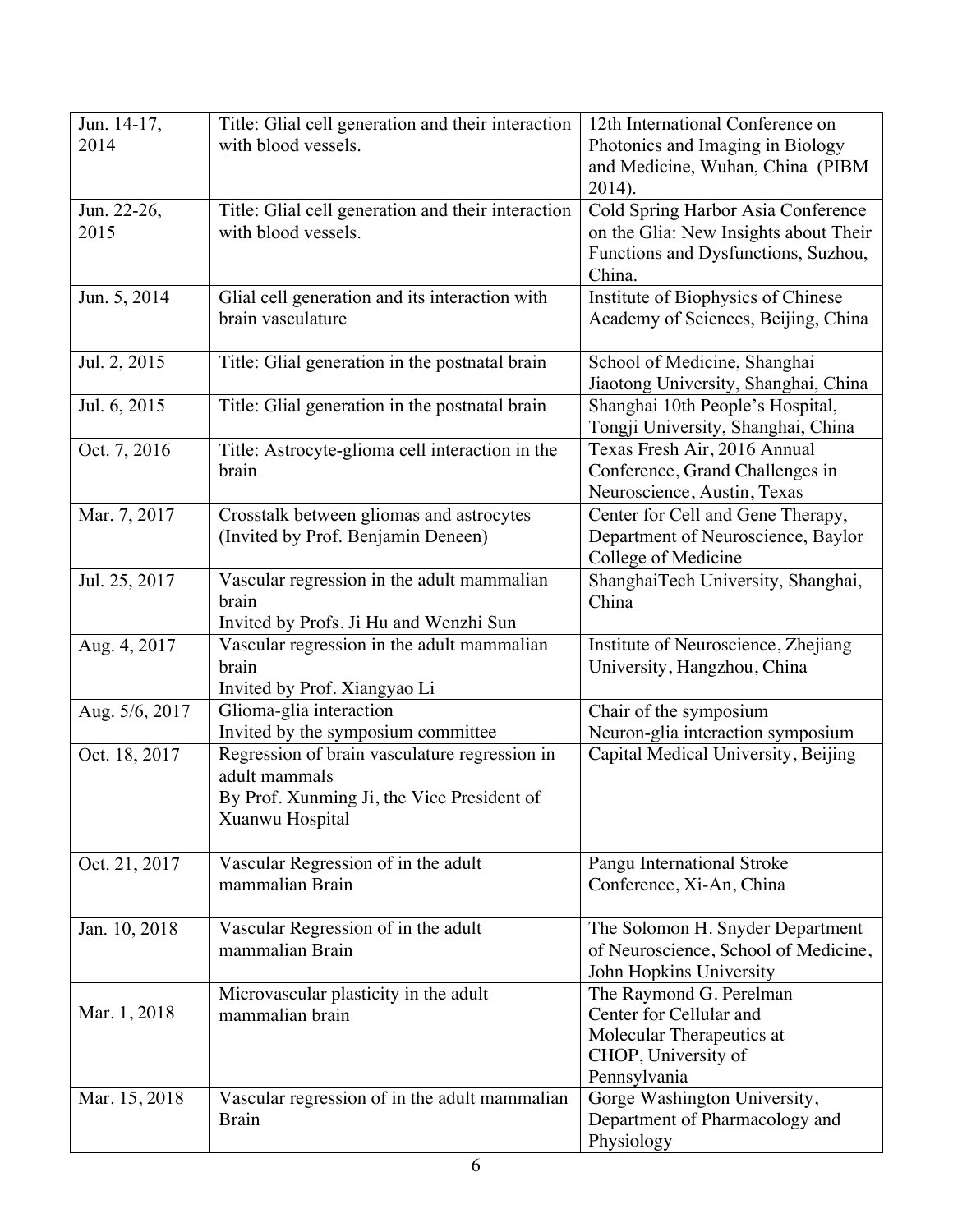| | | |
|---|---|---|
| Jun. 14-17, 2014 | Title: Glial cell generation and their interaction with blood vessels. | 12th International Conference on Photonics and Imaging in Biology and Medicine, Wuhan, China (PIBM 2014). |
| Jun. 22-26, 2015 | Title: Glial cell generation and their interaction with blood vessels. | Cold Spring Harbor Asia Conference on the Glia: New Insights about Their Functions and Dysfunctions, Suzhou, China. |
| Jun. 5, 2014 | Glial cell generation and its interaction with brain vasculature | Institute of Biophysics of Chinese Academy of Sciences, Beijing, China |
| Jul. 2, 2015 | Title: Glial generation in the postnatal brain | School of Medicine, Shanghai Jiaotong University, Shanghai, China |
| Jul. 6, 2015 | Title: Glial generation in the postnatal brain | Shanghai 10th People's Hospital, Tongji University, Shanghai, China |
| Oct. 7, 2016 | Title: Astrocyte-glioma cell interaction in the brain | Texas Fresh Air, 2016 Annual Conference, Grand Challenges in Neuroscience, Austin, Texas |
| Mar. 7, 2017 | Crosstalk between gliomas and astrocytes (Invited by Prof. Benjamin Deneen) | Center for Cell and Gene Therapy, Department of Neuroscience, Baylor College of Medicine |
| Jul. 25, 2017 | Vascular regression in the adult mammalian brain<br>Invited by Profs. Ji Hu and Wenzhi Sun | ShanghaiTech University, Shanghai, China |
| Aug. 4, 2017 | Vascular regression in the adult mammalian brain<br>Invited by Prof. Xiangyao Li | Institute of Neuroscience, Zhejiang University, Hangzhou, China |
| Aug. 5/6, 2017 | Glioma-glia interaction<br>Invited by the symposium committee | Chair of the symposium<br>Neuron-glia interaction symposium |
| Oct. 18, 2017 | Regression of brain vasculature regression in adult mammals<br>By Prof. Xunming Ji, the Vice President of Xuanwu Hospital | Capital Medical University, Beijing |
| Oct. 21, 2017 | Vascular Regression of in the adult mammalian Brain | Pangu International Stroke Conference, Xi-An, China |
| Jan. 10, 2018 | Vascular Regression of in the adult mammalian Brain | The Solomon H. Snyder Department of Neuroscience, School of Medicine, John Hopkins University |
| Mar. 1, 2018 | Microvascular plasticity in the adult mammalian brain | The Raymond G. Perelman Center for Cellular and Molecular Therapeutics at CHOP, University of Pennsylvania |
| Mar. 15, 2018 | Vascular regression of in the adult mammalian Brain | Gorge Washington University, Department of Pharmacology and Physiology |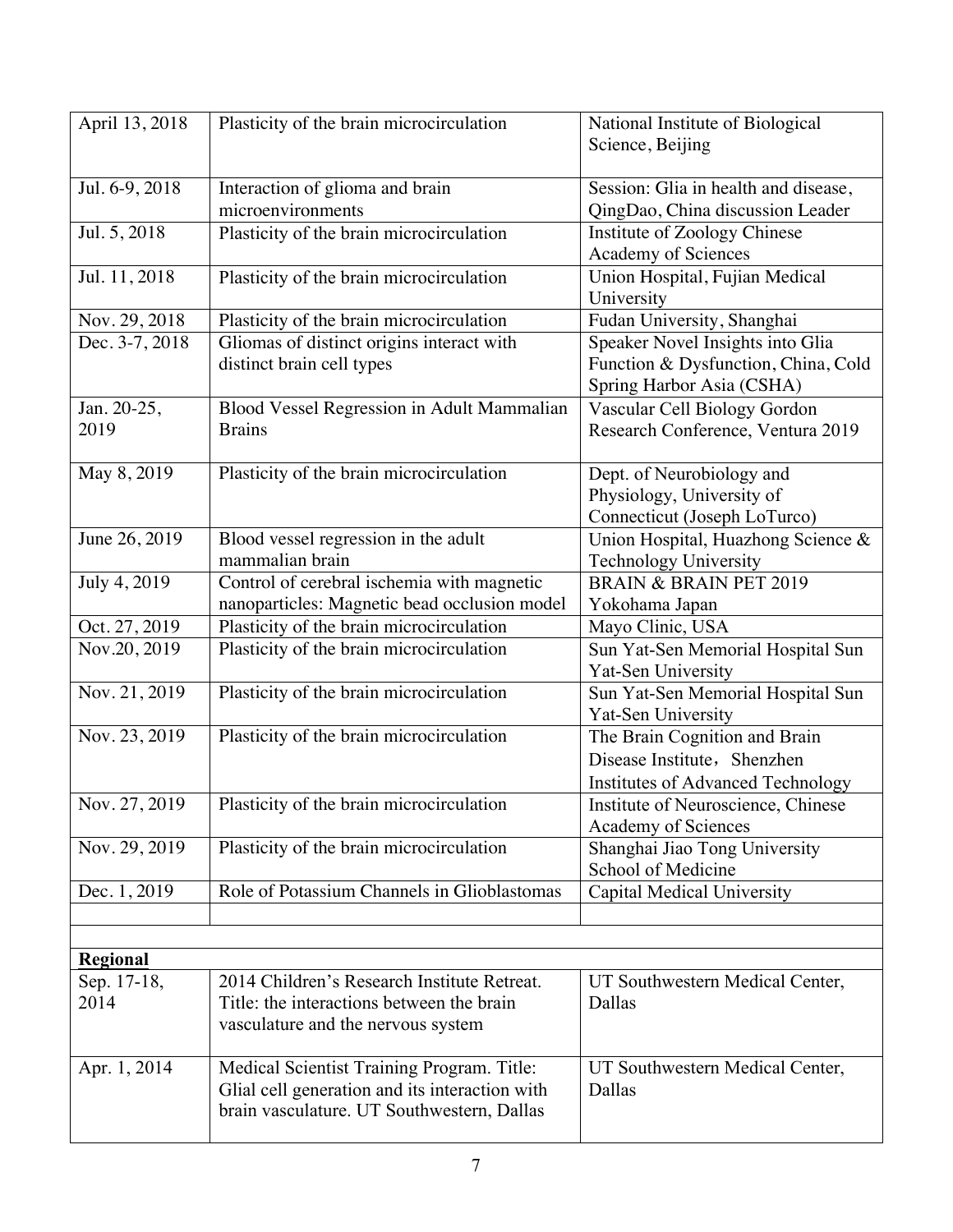| | | |
|---|---|---|
| April 13, 2018 | Plasticity of the brain microcirculation | National Institute of Biological Science, Beijing |
| Jul. 6-9, 2018 | Interaction of glioma and brain microenvironments | Session: Glia in health and disease, QingDao, China discussion Leader |
| Jul. 5, 2018 | Plasticity of the brain microcirculation | Institute of Zoology Chinese Academy of Sciences |
| Jul. 11, 2018 | Plasticity of the brain microcirculation | Union Hospital, Fujian Medical University |
| Nov. 29, 2018 | Plasticity of the brain microcirculation | Fudan University, Shanghai |
| Dec. 3-7, 2018 | Gliomas of distinct origins interact with distinct brain cell types | Speaker Novel Insights into Glia Function & Dysfunction, China, Cold Spring Harbor Asia (CSHA) |
| Jan. 20-25, 2019 | Blood Vessel Regression in Adult Mammalian Brains | Vascular Cell Biology Gordon Research Conference, Ventura 2019 |
| May 8, 2019 | Plasticity of the brain microcirculation | Dept. of Neurobiology and Physiology, University of Connecticut (Joseph LoTurco) |
| June 26, 2019 | Blood vessel regression in the adult mammalian brain | Union Hospital, Huazhong Science & Technology University |
| July 4, 2019 | Control of cerebral ischemia with magnetic nanoparticles: Magnetic bead occlusion model | BRAIN & BRAIN PET 2019 Yokohama Japan |
| Oct. 27, 2019 | Plasticity of the brain microcirculation | Mayo Clinic, USA |
| Nov.20, 2019 | Plasticity of the brain microcirculation | Sun Yat-Sen Memorial Hospital Sun Yat-Sen University |
| Nov. 21, 2019 | Plasticity of the brain microcirculation | Sun Yat-Sen Memorial Hospital Sun Yat-Sen University |
| Nov. 23, 2019 | Plasticity of the brain microcirculation | The Brain Cognition and Brain Disease Institute，Shenzhen Institutes of Advanced Technology |
| Nov. 27, 2019 | Plasticity of the brain microcirculation | Institute of Neuroscience, Chinese Academy of Sciences |
| Nov. 29, 2019 | Plasticity of the brain microcirculation | Shanghai Jiao Tong University School of Medicine |
| Dec. 1, 2019 | Role of Potassium Channels in Glioblastomas | Capital Medical University |
| | | |
| | | |
| **Regional** | | |
| Sep. 17-18, 2014 | 2014 Children's Research Institute Retreat. Title: the interactions between the brain vasculature and the nervous system | UT Southwestern Medical Center, Dallas |
| Apr. 1, 2014 | Medical Scientist Training Program. Title: Glial cell generation and its interaction with brain vasculature. UT Southwestern, Dallas | UT Southwestern Medical Center, Dallas |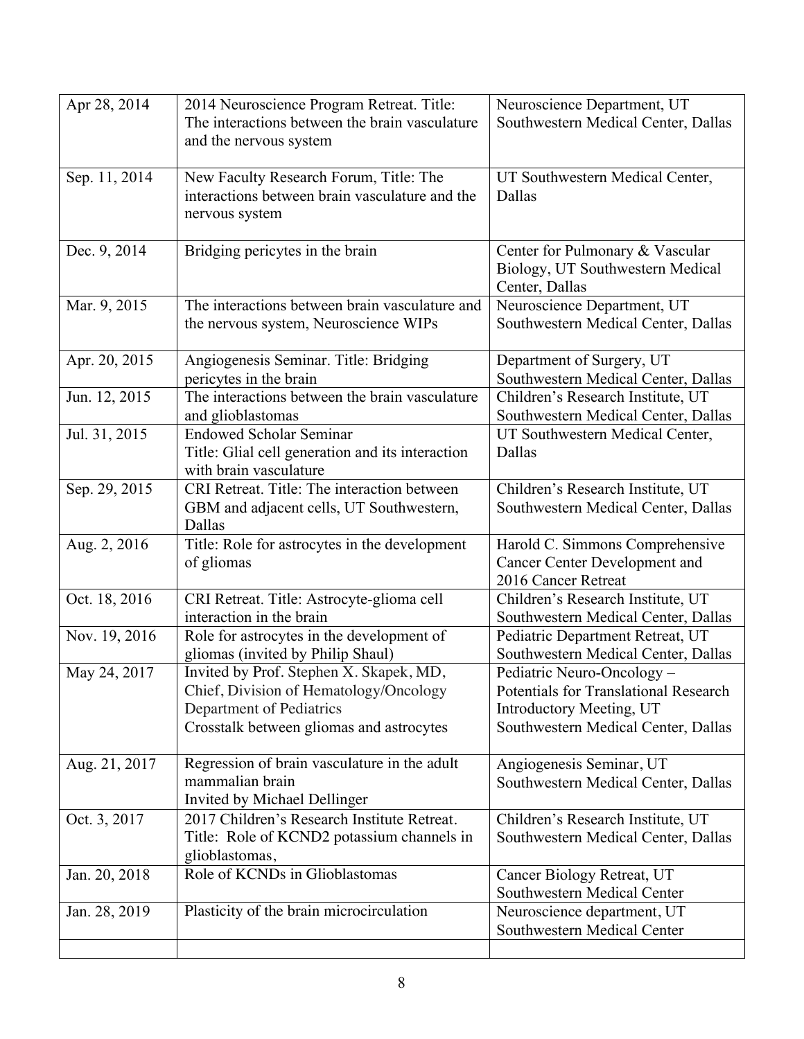| | | |
|---|---|---|
| Apr 28, 2014 | 2014 Neuroscience Program Retreat. Title: The interactions between the brain vasculature and the nervous system | Neuroscience Department, UT Southwestern Medical Center, Dallas |
| Sep. 11, 2014 | New Faculty Research Forum, Title: The interactions between brain vasculature and the nervous system | UT Southwestern Medical Center, Dallas |
| Dec. 9, 2014 | Bridging pericytes in the brain | Center for Pulmonary & Vascular Biology, UT Southwestern Medical Center, Dallas |
| Mar. 9, 2015 | The interactions between brain vasculature and the nervous system, Neuroscience WIPs | Neuroscience Department, UT Southwestern Medical Center, Dallas |
| Apr. 20, 2015 | Angiogenesis Seminar. Title: Bridging pericytes in the brain | Department of Surgery, UT Southwestern Medical Center, Dallas |
| Jun. 12, 2015 | The interactions between the brain vasculature and glioblastomas | Children's Research Institute, UT Southwestern Medical Center, Dallas |
| Jul. 31, 2015 | Endowed Scholar Seminar<br>Title: Glial cell generation and its interaction with brain vasculature | UT Southwestern Medical Center, Dallas |
| Sep. 29, 2015 | CRI Retreat. Title: The interaction between GBM and adjacent cells, UT Southwestern, Dallas | Children's Research Institute, UT Southwestern Medical Center, Dallas |
| Aug. 2, 2016 | Title: Role for astrocytes in the development of gliomas | Harold C. Simmons Comprehensive Cancer Center Development and 2016 Cancer Retreat |
| Oct. 18, 2016 | CRI Retreat. Title: Astrocyte-glioma cell interaction in the brain | Children's Research Institute, UT Southwestern Medical Center, Dallas |
| Nov. 19, 2016 | Role for astrocytes in the development of gliomas (invited by Philip Shaul) | Pediatric Department Retreat, UT Southwestern Medical Center, Dallas |
| May 24, 2017 | Invited by Prof. Stephen X. Skapek, MD, Chief, Division of Hematology/Oncology Department of Pediatrics<br>Crosstalk between gliomas and astrocytes | Pediatric Neuro-Oncology – Potentials for Translational Research Introductory Meeting, UT Southwestern Medical Center, Dallas |
| Aug. 21, 2017 | Regression of brain vasculature in the adult mammalian brain<br>Invited by Michael Dellinger | Angiogenesis Seminar, UT Southwestern Medical Center, Dallas |
| Oct. 3, 2017 | 2017 Children's Research Institute Retreat. Title: Role of KCND2 potassium channels in glioblastomas, | Children's Research Institute, UT Southwestern Medical Center, Dallas |
| Jan. 20, 2018 | Role of KCNDs in Glioblastomas | Cancer Biology Retreat, UT Southwestern Medical Center |
| Jan. 28, 2019 | Plasticity of the brain microcirculation | Neuroscience department, UT Southwestern Medical Center |
| | | |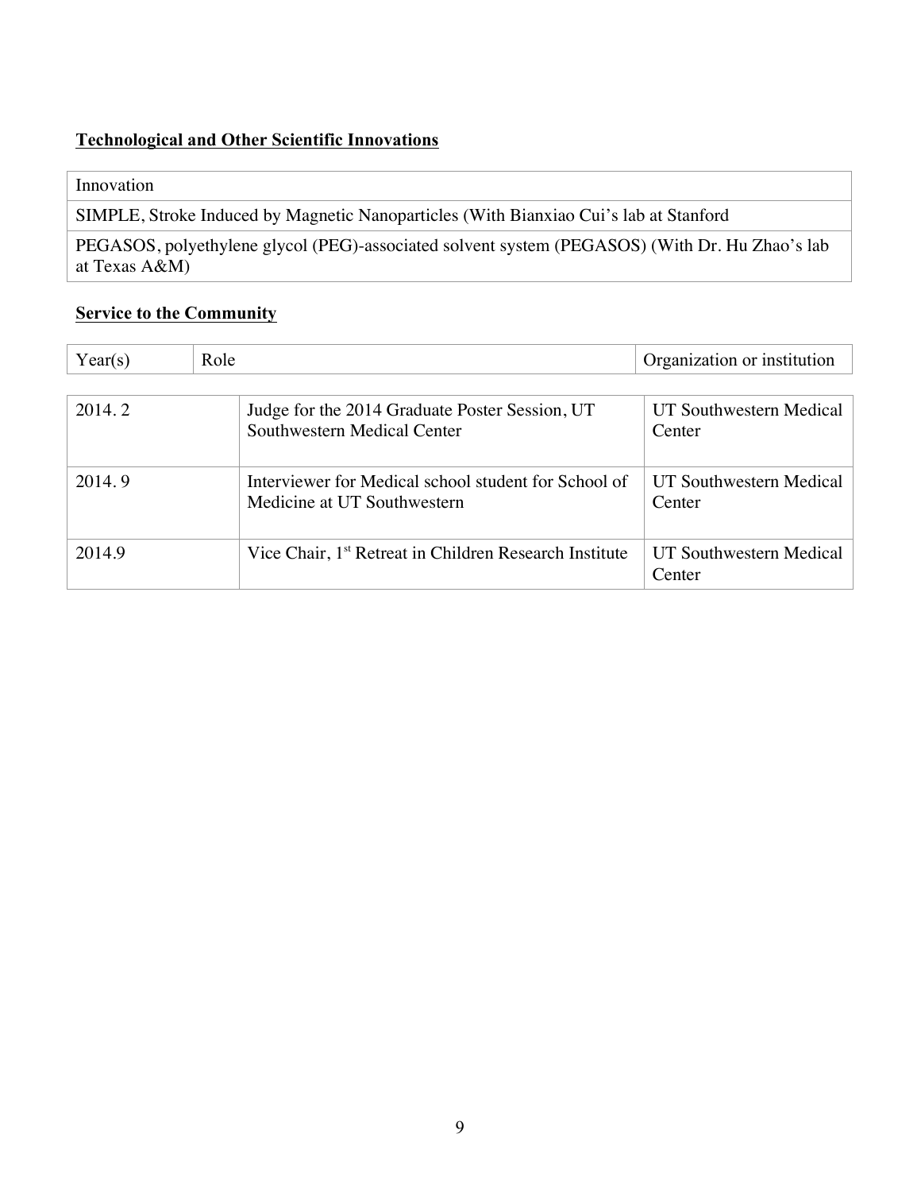**Technological and Other Scientific Innovations**

| Innovation |
| --- |
| SIMPLE, Stroke Induced by Magnetic Nanoparticles (With Bianxiao Cui's lab at Stanford |
| PEGASOS, polyethylene glycol (PEG)-associated solvent system (PEGASOS) (With Dr. Hu Zhao's lab at Texas A&M) |

**Service to the Community**

| Year(s) | Role | Organization or institution |
| --- | --- | --- |
| 2014. 2 | Judge for the 2014 Graduate Poster Session, UT Southwestern Medical Center | UT Southwestern Medical Center |
| 2014. 9 | Interviewer for Medical school student for School of Medicine at UT Southwestern | UT Southwestern Medical Center |
| 2014.9 | Vice Chair, 1st Retreat in Children Research Institute | UT Southwestern Medical Center |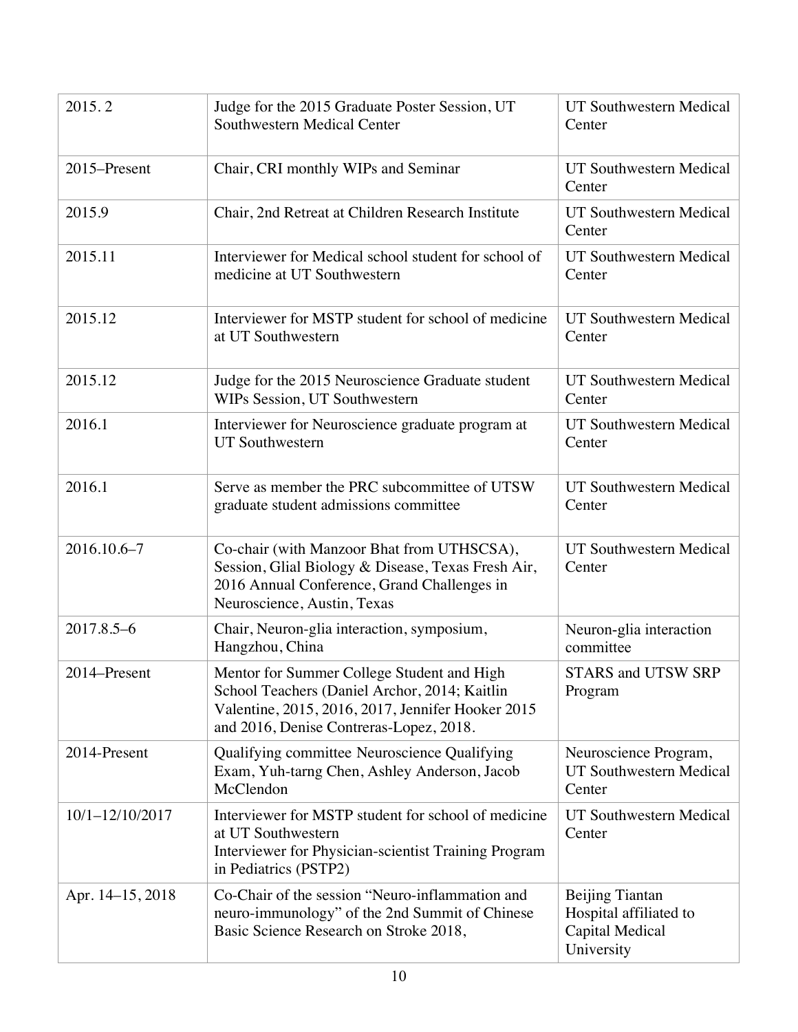| | | |
|---|---|---|
| 2015. 2 | Judge for the 2015 Graduate Poster Session, UT Southwestern Medical Center | UT Southwestern Medical Center |
| 2015–Present | Chair, CRI monthly WIPs and Seminar | UT Southwestern Medical Center |
| 2015.9 | Chair, 2nd Retreat at Children Research Institute | UT Southwestern Medical Center |
| 2015.11 | Interviewer for Medical school student for school of medicine at UT Southwestern | UT Southwestern Medical Center |
| 2015.12 | Interviewer for MSTP student for school of medicine at UT Southwestern | UT Southwestern Medical Center |
| 2015.12 | Judge for the 2015 Neuroscience Graduate student WIPs Session, UT Southwestern | UT Southwestern Medical Center |
| 2016.1 | Interviewer for Neuroscience graduate program at UT Southwestern | UT Southwestern Medical Center |
| 2016.1 | Serve as member the PRC subcommittee of UTSW graduate student admissions committee | UT Southwestern Medical Center |
| 2016.10.6–7 | Co-chair (with Manzoor Bhat from UTHSCSA), Session, Glial Biology & Disease, Texas Fresh Air, 2016 Annual Conference, Grand Challenges in Neuroscience, Austin, Texas | UT Southwestern Medical Center |
| 2017.8.5–6 | Chair, Neuron-glia interaction, symposium, Hangzhou, China | Neuron-glia interaction committee |
| 2014–Present | Mentor for Summer College Student and High School Teachers (Daniel Archor, 2014; Kaitlin Valentine, 2015, 2016, 2017, Jennifer Hooker 2015 and 2016, Denise Contreras-Lopez, 2018. | STARS and UTSW SRP Program |
| 2014-Present | Qualifying committee Neuroscience Qualifying Exam, Yuh-tarng Chen, Ashley Anderson, Jacob McClendon | Neuroscience Program, UT Southwestern Medical Center |
| 10/1–12/10/2017 | Interviewer for MSTP student for school of medicine at UT Southwestern<br>Interviewer for Physician-scientist Training Program in Pediatrics (PSTP2) | UT Southwestern Medical Center |
| Apr. 14–15, 2018 | Co-Chair of the session "Neuro-inflammation and neuro-immunology" of the 2nd Summit of Chinese Basic Science Research on Stroke 2018, | Beijing Tiantan Hospital affiliated to Capital Medical University |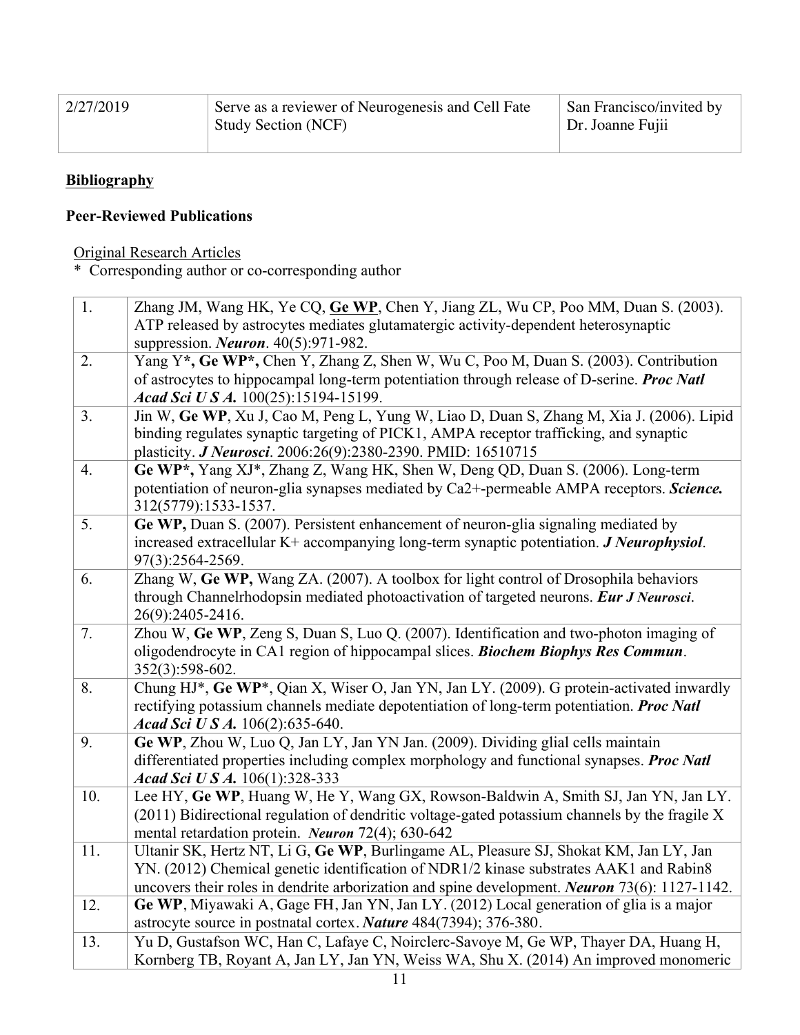| | | |
|---|---|---|
| 2/27/2019 | Serve as a reviewer of Neurogenesis and Cell Fate Study Section (NCF) | San Francisco/invited by Dr. Joanne Fujii |

**<u>Bibliography</u>**

**Peer-Reviewed Publications**

<u>Original Research Articles</u>

\* Corresponding author or co-corresponding author

| | |
|---|---|
| 1. | Zhang JM, Wang HK, Ye CQ, **<u>Ge WP</u>**, Chen Y, Jiang ZL, Wu CP, Poo MM, Duan S. (2003). ATP released by astrocytes mediates glutamatergic activity-dependent heterosynaptic suppression. ***Neuron***. 40(5):971-982. |
| 2. | Yang Y**\***, **Ge WP\***, Chen Y, Zhang Z, Shen W, Wu C, Poo M, Duan S. (2003). Contribution of astrocytes to hippocampal long-term potentiation through release of D-serine. ***Proc Natl Acad Sci U S A.*** 100(25):15194-15199. |
| 3. | Jin W, **Ge WP**, Xu J, Cao M, Peng L, Yung W, Liao D, Duan S, Zhang M, Xia J. (2006). Lipid binding regulates synaptic targeting of PICK1, AMPA receptor trafficking, and synaptic plasticity. ***J Neurosci***. 2006:26(9):2380-2390. PMID: 16510715 |
| 4. | **Ge WP\*,** Yang XJ\*, Zhang Z, Wang HK, Shen W, Deng QD, Duan S. (2006). Long-term potentiation of neuron-glia synapses mediated by Ca2+-permeable AMPA receptors. ***Science.*** 312(5779):1533-1537. |
| 5. | **Ge WP,** Duan S. (2007). Persistent enhancement of neuron-glia signaling mediated by increased extracellular K+ accompanying long-term synaptic potentiation. ***J Neurophysiol***. 97(3):2564-2569. |
| 6. | Zhang W, **Ge WP,** Wang ZA. (2007). A toolbox for light control of Drosophila behaviors through Channelrhodopsin mediated photoactivation of targeted neurons. ***Eur J Neurosci***. 26(9):2405-2416. |
| 7. | Zhou W, **Ge WP**, Zeng S, Duan S, Luo Q. (2007). Identification and two-photon imaging of oligodendrocyte in CA1 region of hippocampal slices. ***Biochem Biophys Res Commun***. 352(3):598-602. |
| 8. | Chung HJ\*, **Ge WP**\*, Qian X, Wiser O, Jan YN, Jan LY. (2009). G protein-activated inwardly rectifying potassium channels mediate depotentiation of long-term potentiation. ***Proc Natl Acad Sci U S A.*** 106(2):635-640. |
| 9. | **Ge WP**, Zhou W, Luo Q, Jan LY, Jan YN Jan. (2009). Dividing glial cells maintain differentiated properties including complex morphology and functional synapses. ***Proc Natl Acad Sci U S A.*** 106(1):328-333 |
| 10. | Lee HY, **Ge WP**, Huang W, He Y, Wang GX, Rowson-Baldwin A, Smith SJ, Jan YN, Jan LY. (2011) Bidirectional regulation of dendritic voltage-gated potassium channels by the fragile X mental retardation protein. ***Neuron*** 72(4); 630-642 |
| 11. | Ultanir SK, Hertz NT, Li G, **Ge WP**, Burlingame AL, Pleasure SJ, Shokat KM, Jan LY, Jan YN. (2012) Chemical genetic identification of NDR1/2 kinase substrates AAK1 and Rabin8 uncovers their roles in dendrite arborization and spine development. ***Neuron*** 73(6): 1127-1142. |
| 12. | **Ge WP**, Miyawaki A, Gage FH, Jan YN, Jan LY. (2012) Local generation of glia is a major astrocyte source in postnatal cortex. ***Nature*** 484(7394); 376-380. |
| 13. | Yu D, Gustafson WC, Han C, Lafaye C, Noirclerc-Savoye M, Ge WP, Thayer DA, Huang H, Kornberg TB, Royant A, Jan LY, Jan YN, Weiss WA, Shu X. (2014) An improved monomeric |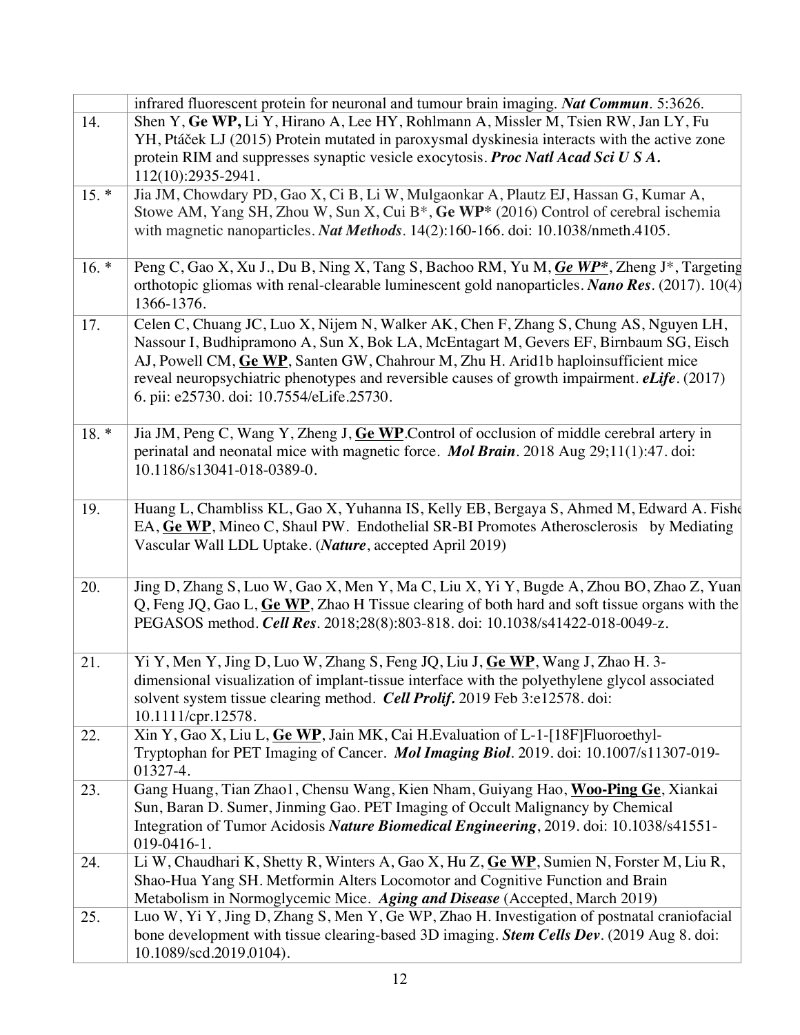| | |
|---|---|
| | infrared fluorescent protein for neuronal and tumour brain imaging. ***Nat Commun***. 5:3626. |
| 14. | Shen Y, **Ge WP,** Li Y, Hirano A, Lee HY, Rohlmann A, Missler M, Tsien RW, Jan LY, Fu YH, Ptáček LJ (2015) Protein mutated in paroxysmal dyskinesia interacts with the active zone protein RIM and suppresses synaptic vesicle exocytosis. ***Proc Natl Acad Sci U S A.*** 112(10):2935-2941. |
| 15. * | Jia JM, Chowdary PD, Gao X, Ci B, Li W, Mulgaonkar A, Plautz EJ, Hassan G, Kumar A, Stowe AM, Yang SH, Zhou W, Sun X, Cui B*, **Ge WP*** (2016) Control of cerebral ischemia with magnetic nanoparticles. ***Nat Methods***. 14(2):160-166. doi: 10.1038/nmeth.4105. |
| 16. * | Peng C, Gao X, Xu J., Du B, Ning X, Tang S, Bachoo RM, Yu M, ***Ge WP****, Zheng J*, Targeting orthotopic gliomas with renal-clearable luminescent gold nanoparticles. ***Nano Res***. (2017). 10(4) 1366-1376. |
| 17. | Celen C, Chuang JC, Luo X, Nijem N, Walker AK, Chen F, Zhang S, Chung AS, Nguyen LH, Nassour I, Budhipramono A, Sun X, Bok LA, McEntagart M, Gevers EF, Birnbaum SG, Eisch AJ, Powell CM, **Ge WP**, Santen GW, Chahrour M, Zhu H. Arid1b haploinsufficient mice reveal neuropsychiatric phenotypes and reversible causes of growth impairment. ***eLife***. (2017) 6. pii: e25730. doi: 10.7554/eLife.25730. |
| 18. * | Jia JM, Peng C, Wang Y, Zheng J, **Ge WP**.Control of occlusion of middle cerebral artery in perinatal and neonatal mice with magnetic force. ***Mol Brain***. 2018 Aug 29;11(1):47. doi: 10.1186/s13041-018-0389-0. |
| 19. | Huang L, Chambliss KL, Gao X, Yuhanna IS, Kelly EB, Bergaya S, Ahmed M, Edward A. Fishe EA, **Ge WP**, Mineo C, Shaul PW. Endothelial SR-BI Promotes Atherosclerosis by Mediating Vascular Wall LDL Uptake. (***Nature***, accepted April 2019) |
| 20. | Jing D, Zhang S, Luo W, Gao X, Men Y, Ma C, Liu X, Yi Y, Bugde A, Zhou BO, Zhao Z, Yuan Q, Feng JQ, Gao L, **Ge WP**, Zhao H Tissue clearing of both hard and soft tissue organs with the PEGASOS method. ***Cell Res***. 2018;28(8):803-818. doi: 10.1038/s41422-018-0049-z. |
| 21. | Yi Y, Men Y, Jing D, Luo W, Zhang S, Feng JQ, Liu J, **Ge WP**, Wang J, Zhao H. 3-dimensional visualization of implant-tissue interface with the polyethylene glycol associated solvent system tissue clearing method. ***Cell Prolif.*** 2019 Feb 3:e12578. doi: 10.1111/cpr.12578. |
| 22. | Xin Y, Gao X, Liu L, **Ge WP**, Jain MK, Cai H.Evaluation of L-1-[18F]Fluoroethyl-Tryptophan for PET Imaging of Cancer. ***Mol Imaging Biol***. 2019. doi: 10.1007/s11307-019-01327-4. |
| 23. | Gang Huang, Tian Zhao1, Chensu Wang, Kien Nham, Guiyang Hao, **Woo-Ping Ge**, Xiankai Sun, Baran D. Sumer, Jinming Gao. PET Imaging of Occult Malignancy by Chemical Integration of Tumor Acidosis ***Nature Biomedical Engineering***, 2019. doi: 10.1038/s41551-019-0416-1. |
| 24. | Li W, Chaudhari K, Shetty R, Winters A, Gao X, Hu Z, **Ge WP**, Sumien N, Forster M, Liu R, Shao-Hua Yang SH. Metformin Alters Locomotor and Cognitive Function and Brain Metabolism in Normoglycemic Mice. ***Aging and Disease*** (Accepted, March 2019) |
| 25. | Luo W, Yi Y, Jing D, Zhang S, Men Y, Ge WP, Zhao H. Investigation of postnatal craniofacial bone development with tissue clearing-based 3D imaging. ***Stem Cells Dev***. (2019 Aug 8. doi: 10.1089/scd.2019.0104). |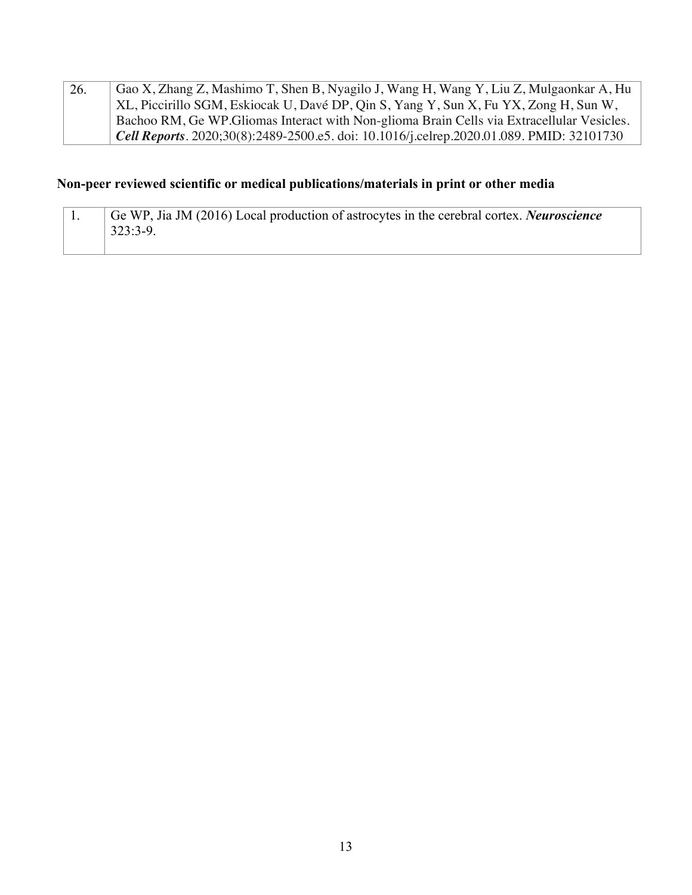| | |
|---|---|
| 26. | Gao X, Zhang Z, Mashimo T, Shen B, Nyagilo J, Wang H, Wang Y, Liu Z, Mulgaonkar A, Hu XL, Piccirillo SGM, Eskiocak U, Davé DP, Qin S, Yang Y, Sun X, Fu YX, Zong H, Sun W, Bachoo RM, Ge WP.Gliomas Interact with Non-glioma Brain Cells via Extracellular Vesicles. ***Cell Reports***. 2020;30(8):2489-2500.e5. doi: 10.1016/j.celrep.2020.01.089. PMID: 32101730 |

**Non-peer reviewed scientific or medical publications/materials in print or other media**

| | |
|---|---|
| 1. | Ge WP, Jia JM (2016) Local production of astrocytes in the cerebral cortex. ***Neuroscience*** 323:3-9. |